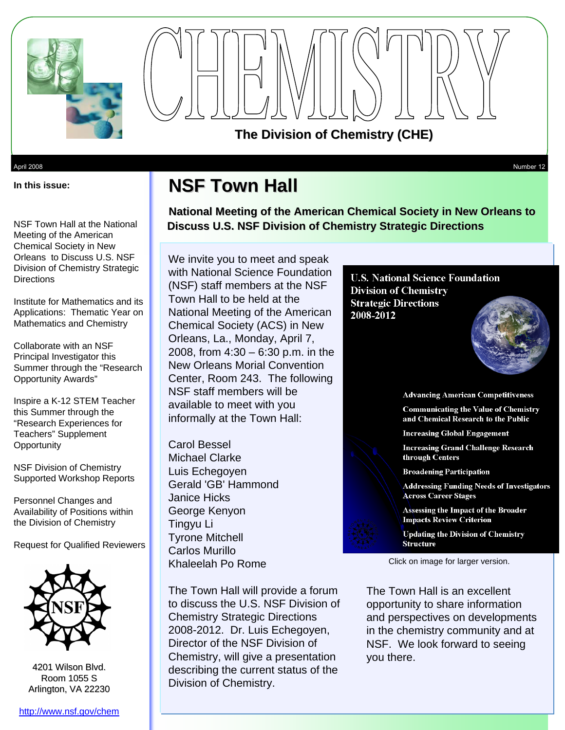# CHEMISTRY

**The Division of Chemistry (CHE)**

April 2008 — Number 12

**In this issue:**

NSF Town Hall at the National Meeting of the American Chemical Society in New Orleans to Discuss U.S. NSF Division of Chemistry Strategic Directions

Institute for Mathematics and its Applications: Thematic Year on Mathematics and Chemistry

Collaborate with an NSF Principal Investigator this Summer through the "Research Opportunity Awards"

Inspire a K-12 STEM Teacher this Summer through the "Research Experiences for Teachers" Supplement Opportunity

NSF Division of Chemistry Supported Workshop Reports

Personnel Changes and Availability of Positions within the Division of Chemistry

Request for Qualified Reviewers

4201 Wilson Blvd.
Room 1055 S
Arlington, VA 22230

http://www.nsf.gov/chem

# NSF Town Hall

## National Meeting of the American Chemical Society in New Orleans to Discuss U.S. NSF Division of Chemistry Strategic Directions

We invite you to meet and speak with National Science Foundation (NSF) staff members at the NSF Town Hall to be held at the National Meeting of the American Chemical Society (ACS) in New Orleans, La., Monday, April 7, 2008, from 4:30 – 6:30 p.m. in the New Orleans Morial Convention Center, Room 243. The following NSF staff members will be available to meet with you informally at the Town Hall:

Carol Bessel
Michael Clarke
Luis Echegoyen
Gerald 'GB' Hammond
Janice Hicks
George Kenyon
Tingyu Li
Tyrone Mitchell
Carlos Murillo
Khaleelah Po Rome

**U.S. National Science Foundation Division of Chemistry Strategic Directions 2008-2012**

- Advancing American Competitiveness
- Communicating the Value of Chemistry and Chemical Research to the Public
- Increasing Global Engagement
- Increasing Grand Challenge Research through Centers
- Broadening Participation
- Addressing Funding Needs of Investigators Across Career Stages
- Assessing the Impact of the Broader Impacts Review Criterion
- Updating the Division of Chemistry Structure

Click on image for larger version.

The Town Hall will provide a forum to discuss the U.S. NSF Division of Chemistry Strategic Directions 2008-2012. Dr. Luis Echegoyen, Director of the NSF Division of Chemistry, will give a presentation describing the current status of the Division of Chemistry.

The Town Hall is an excellent opportunity to share information and perspectives on developments in the chemistry community and at NSF. We look forward to seeing you there.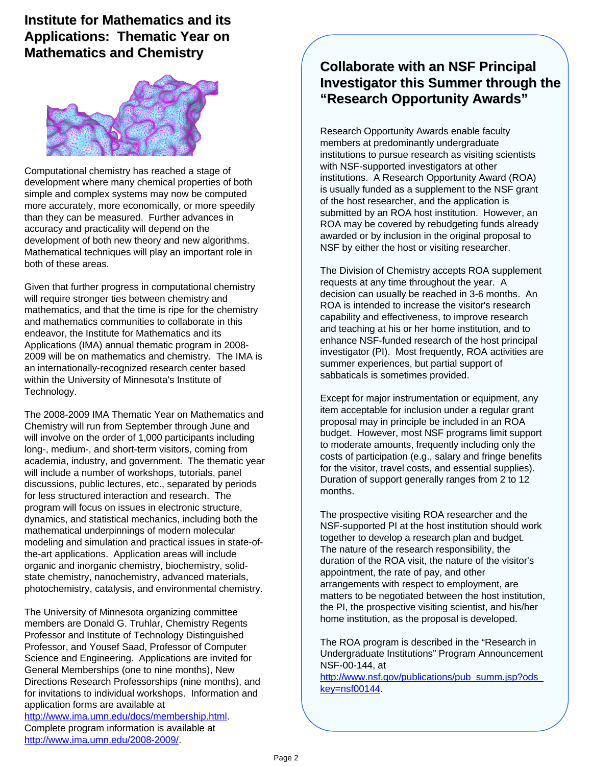## Institute for Mathematics and its Applications: Thematic Year on Mathematics and Chemistry

Computational chemistry has reached a stage of development where many chemical properties of both simple and complex systems may now be computed more accurately, more economically, or more speedily than they can be measured. Further advances in accuracy and practicality will depend on the development of both new theory and new algorithms. Mathematical techniques will play an important role in both of these areas.

Given that further progress in computational chemistry will require stronger ties between chemistry and mathematics, and that the time is ripe for the chemistry and mathematics communities to collaborate in this endeavor, the Institute for Mathematics and its Applications (IMA) annual thematic program in 2008-2009 will be on mathematics and chemistry. The IMA is an internationally-recognized research center based within the University of Minnesota's Institute of Technology.

The 2008-2009 IMA Thematic Year on Mathematics and Chemistry will run from September through June and will involve on the order of 1,000 participants including long-, medium-, and short-term visitors, coming from academia, industry, and government. The thematic year will include a number of workshops, tutorials, panel discussions, public lectures, etc., separated by periods for less structured interaction and research. The program will focus on issues in electronic structure, dynamics, and statistical mechanics, including both the mathematical underpinnings of modern molecular modeling and simulation and practical issues in state-of-the-art applications. Application areas will include organic and inorganic chemistry, biochemistry, solid-state chemistry, nanochemistry, advanced materials, photochemistry, catalysis, and environmental chemistry.

The University of Minnesota organizing committee members are Donald G. Truhlar, Chemistry Regents Professor and Institute of Technology Distinguished Professor, and Yousef Saad, Professor of Computer Science and Engineering. Applications are invited for General Memberships (one to nine months), New Directions Research Professorships (nine months), and for invitations to individual workshops. Information and application forms are available at http://www.ima.umn.edu/docs/membership.html. Complete program information is available at http://www.ima.umn.edu/2008-2009/.

## Collaborate with an NSF Principal Investigator this Summer through the "Research Opportunity Awards"

Research Opportunity Awards enable faculty members at predominantly undergraduate institutions to pursue research as visiting scientists with NSF-supported investigators at other institutions. A Research Opportunity Award (ROA) is usually funded as a supplement to the NSF grant of the host researcher, and the application is submitted by an ROA host institution. However, an ROA may be covered by rebudgeting funds already awarded or by inclusion in the original proposal to NSF by either the host or visiting researcher.

The Division of Chemistry accepts ROA supplement requests at any time throughout the year. A decision can usually be reached in 3-6 months. An ROA is intended to increase the visitor's research capability and effectiveness, to improve research and teaching at his or her home institution, and to enhance NSF-funded research of the host principal investigator (PI). Most frequently, ROA activities are summer experiences, but partial support of sabbaticals is sometimes provided.

Except for major instrumentation or equipment, any item acceptable for inclusion under a regular grant proposal may in principle be included in an ROA budget. However, most NSF programs limit support to moderate amounts, frequently including only the costs of participation (e.g., salary and fringe benefits for the visitor, travel costs, and essential supplies). Duration of support generally ranges from 2 to 12 months.

The prospective visiting ROA researcher and the NSF-supported PI at the host institution should work together to develop a research plan and budget. The nature of the research responsibility, the duration of the ROA visit, the nature of the visitor's appointment, the rate of pay, and other arrangements with respect to employment, are matters to be negotiated between the host institution, the PI, the prospective visiting scientist, and his/her home institution, as the proposal is developed.

The ROA program is described in the "Research in Undergraduate Institutions" Program Announcement NSF-00-144, at http://www.nsf.gov/publications/pub_summ.jsp?ods_key=nsf00144.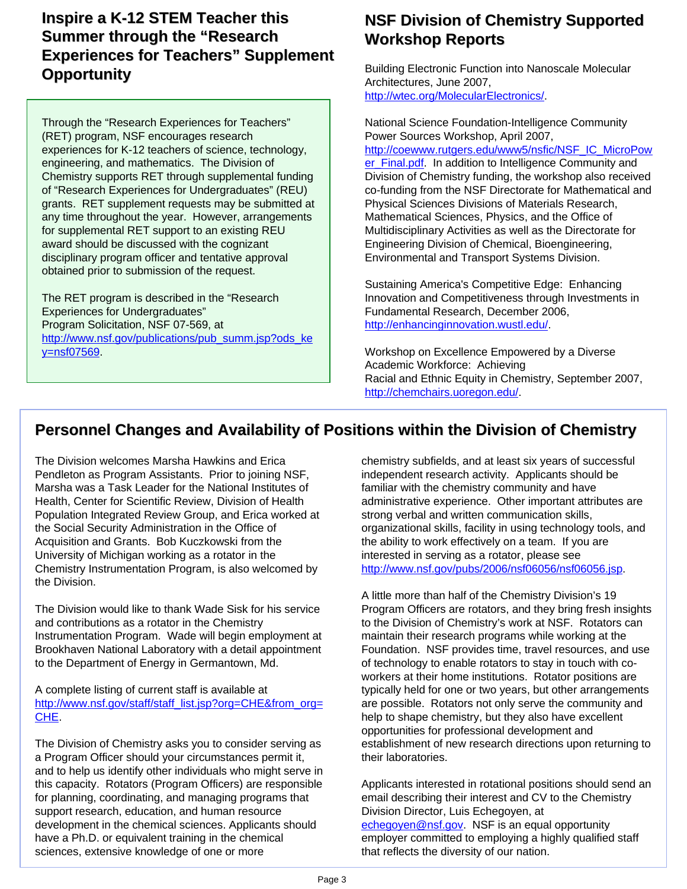## Inspire a K-12 STEM Teacher this Summer through the "Research Experiences for Teachers" Supplement Opportunity

Through the "Research Experiences for Teachers" (RET) program, NSF encourages research experiences for K-12 teachers of science, technology, engineering, and mathematics. The Division of Chemistry supports RET through supplemental funding of "Research Experiences for Undergraduates" (REU) grants. RET supplement requests may be submitted at any time throughout the year. However, arrangements for supplemental RET support to an existing REU award should be discussed with the cognizant disciplinary program officer and tentative approval obtained prior to submission of the request.

The RET program is described in the "Research Experiences for Undergraduates" Program Solicitation, NSF 07-569, at http://www.nsf.gov/publications/pub_summ.jsp?ods_key=nsf07569.

## NSF Division of Chemistry Supported Workshop Reports

Building Electronic Function into Nanoscale Molecular Architectures, June 2007, http://wtec.org/MolecularElectronics/.

National Science Foundation-Intelligence Community Power Sources Workshop, April 2007, http://coewww.rutgers.edu/www5/nsfic/NSF_IC_MicroPower_Final.pdf. In addition to Intelligence Community and Division of Chemistry funding, the workshop also received co-funding from the NSF Directorate for Mathematical and Physical Sciences Divisions of Materials Research, Mathematical Sciences, Physics, and the Office of Multidisciplinary Activities as well as the Directorate for Engineering Division of Chemical, Bioengineering, Environmental and Transport Systems Division.

Sustaining America's Competitive Edge: Enhancing Innovation and Competitiveness through Investments in Fundamental Research, December 2006, http://enhancinginnovation.wustl.edu/.

Workshop on Excellence Empowered by a Diverse Academic Workforce: Achieving Racial and Ethnic Equity in Chemistry, September 2007, http://chemchairs.uoregon.edu/.

## Personnel Changes and Availability of Positions within the Division of Chemistry

The Division welcomes Marsha Hawkins and Erica Pendleton as Program Assistants. Prior to joining NSF, Marsha was a Task Leader for the National Institutes of Health, Center for Scientific Review, Division of Health Population Integrated Review Group, and Erica worked at the Social Security Administration in the Office of Acquisition and Grants. Bob Kuczkowski from the University of Michigan working as a rotator in the Chemistry Instrumentation Program, is also welcomed by the Division.

The Division would like to thank Wade Sisk for his service and contributions as a rotator in the Chemistry Instrumentation Program. Wade will begin employment at Brookhaven National Laboratory with a detail appointment to the Department of Energy in Germantown, Md.

A complete listing of current staff is available at http://www.nsf.gov/staff/staff_list.jsp?org=CHE&from_org=CHE.

The Division of Chemistry asks you to consider serving as a Program Officer should your circumstances permit it, and to help us identify other individuals who might serve in this capacity. Rotators (Program Officers) are responsible for planning, coordinating, and managing programs that support research, education, and human resource development in the chemical sciences. Applicants should have a Ph.D. or equivalent training in the chemical sciences, extensive knowledge of one or more chemistry subfields, and at least six years of successful independent research activity. Applicants should be familiar with the chemistry community and have administrative experience. Other important attributes are strong verbal and written communication skills, organizational skills, facility in using technology tools, and the ability to work effectively on a team. If you are interested in serving as a rotator, please see http://www.nsf.gov/pubs/2006/nsf06056/nsf06056.jsp.

A little more than half of the Chemistry Division's 19 Program Officers are rotators, and they bring fresh insights to the Division of Chemistry's work at NSF. Rotators can maintain their research programs while working at the Foundation. NSF provides time, travel resources, and use of technology to enable rotators to stay in touch with co-workers at their home institutions. Rotator positions are typically held for one or two years, but other arrangements are possible. Rotators not only serve the community and help to shape chemistry, but they also have excellent opportunities for professional development and establishment of new research directions upon returning to their laboratories.

Applicants interested in rotational positions should send an email describing their interest and CV to the Chemistry Division Director, Luis Echegoyen, at echegoyen@nsf.gov. NSF is an equal opportunity employer committed to employing a highly qualified staff that reflects the diversity of our nation.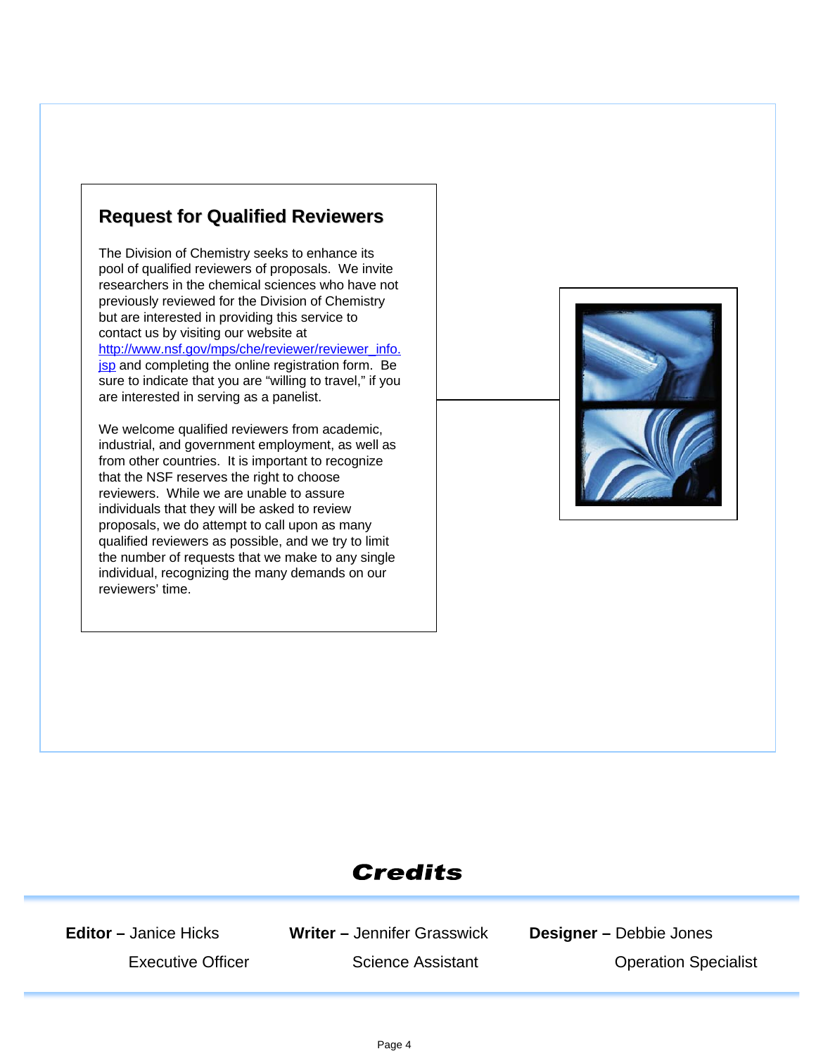## Request for Qualified Reviewers

The Division of Chemistry seeks to enhance its pool of qualified reviewers of proposals. We invite researchers in the chemical sciences who have not previously reviewed for the Division of Chemistry but are interested in providing this service to contact us by visiting our website at http://www.nsf.gov/mps/che/reviewer/reviewer_info.jsp and completing the online registration form. Be sure to indicate that you are "willing to travel," if you are interested in serving as a panelist.

We welcome qualified reviewers from academic, industrial, and government employment, as well as from other countries. It is important to recognize that the NSF reserves the right to choose reviewers. While we are unable to assure individuals that they will be asked to review proposals, we do attempt to call upon as many qualified reviewers as possible, and we try to limit the number of requests that we make to any single individual, recognizing the many demands on our reviewers' time.

## *Credits*

**Editor –** Janice Hicks
Executive Officer

**Writer –** Jennifer Grasswick
Science Assistant

**Designer –** Debbie Jones
Operation Specialist